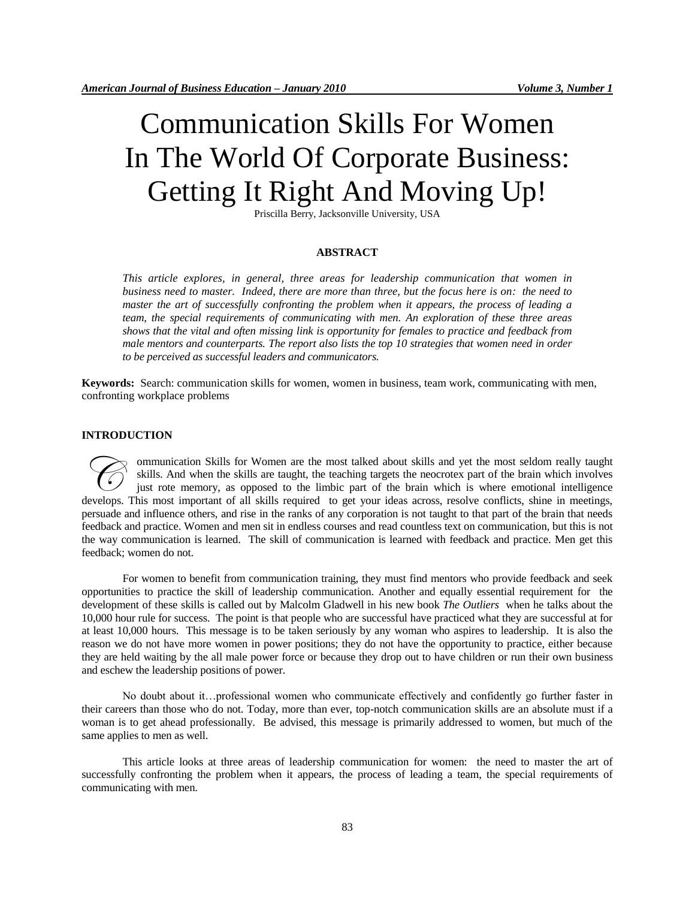# Communication Skills For Women In The World Of Corporate Business: Getting It Right And Moving Up!

Priscilla Berry, Jacksonville University, USA

## ABSTRACT

*This article explores, in general, three areas for leadership communication that women in business need to master. Indeed, there are more than three, but the focus here is on: the need to master the art of successfully confronting the problem when it appears, the process of leading a team, the special requirements of communicating with men. An exploration of these three areas shows that the vital and often missing link is opportunity for females to practice and feedback from male mentors and counterparts. The report also lists the top 10 strategies that women need in order to be perceived as successful leaders and communicators.*

**Keywords:** Search: communication skills for women, women in business, team work, communicating with men, confronting workplace problems

## INTRODUCTION

Communication Skills for Women are the most talked about skills and yet the most seldom really taught skills. And when the skills are taught, the teaching targets the neocrotex part of the brain which involves just rote memory, as opposed to the limbic part of the brain which is where emotional intelligence develops. This most important of all skills required to get your ideas across, resolve conflicts, shine in meetings, persuade and influence others, and rise in the ranks of any corporation is not taught to that part of the brain that needs feedback and practice. Women and men sit in endless courses and read countless text on communication, but this is not the way communication is learned. The skill of communication is learned with feedback and practice. Men get this feedback; women do not.

For women to benefit from communication training, they must find mentors who provide feedback and seek opportunities to practice the skill of leadership communication. Another and equally essential requirement for the development of these skills is called out by Malcolm Gladwell in his new book *The Outliers* when he talks about the 10,000 hour rule for success. The point is that people who are successful have practiced what they are successful at for at least 10,000 hours. This message is to be taken seriously by any woman who aspires to leadership. It is also the reason we do not have more women in power positions; they do not have the opportunity to practice, either because they are held waiting by the all male power force or because they drop out to have children or run their own business and eschew the leadership positions of power.

No doubt about it…professional women who communicate effectively and confidently go further faster in their careers than those who do not. Today, more than ever, top-notch communication skills are an absolute must if a woman is to get ahead professionally. Be advised, this message is primarily addressed to women, but much of the same applies to men as well.

This article looks at three areas of leadership communication for women: the need to master the art of successfully confronting the problem when it appears, the process of leading a team, the special requirements of communicating with men.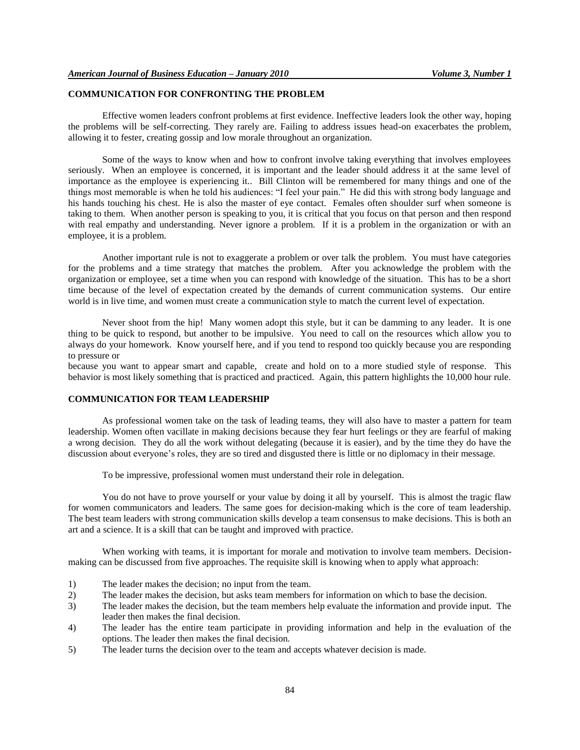## COMMUNICATION FOR CONFRONTING THE PROBLEM

Effective women leaders confront problems at first evidence. Ineffective leaders look the other way, hoping the problems will be self-correcting. They rarely are. Failing to address issues head-on exacerbates the problem, allowing it to fester, creating gossip and low morale throughout an organization.

Some of the ways to know when and how to confront involve taking everything that involves employees seriously. When an employee is concerned, it is important and the leader should address it at the same level of importance as the employee is experiencing it.. Bill Clinton will be remembered for many things and one of the things most memorable is when he told his audiences: "I feel your pain." He did this with strong body language and his hands touching his chest. He is also the master of eye contact. Females often shoulder surf when someone is taking to them. When another person is speaking to you, it is critical that you focus on that person and then respond with real empathy and understanding. Never ignore a problem. If it is a problem in the organization or with an employee, it is a problem.

Another important rule is not to exaggerate a problem or over talk the problem. You must have categories for the problems and a time strategy that matches the problem. After you acknowledge the problem with the organization or employee, set a time when you can respond with knowledge of the situation. This has to be a short time because of the level of expectation created by the demands of current communication systems. Our entire world is in live time, and women must create a communication style to match the current level of expectation.

Never shoot from the hip! Many women adopt this style, but it can be damming to any leader. It is one thing to be quick to respond, but another to be impulsive. You need to call on the resources which allow you to always do your homework. Know yourself here, and if you tend to respond too quickly because you are responding to pressure or
because you want to appear smart and capable, create and hold on to a more studied style of response. This behavior is most likely something that is practiced and practiced. Again, this pattern highlights the 10,000 hour rule.

## COMMUNICATION FOR TEAM LEADERSHIP

As professional women take on the task of leading teams, they will also have to master a pattern for team leadership. Women often vacillate in making decisions because they fear hurt feelings or they are fearful of making a wrong decision. They do all the work without delegating (because it is easier), and by the time they do have the discussion about everyone's roles, they are so tired and disgusted there is little or no diplomacy in their message.

To be impressive, professional women must understand their role in delegation.

You do not have to prove yourself or your value by doing it all by yourself. This is almost the tragic flaw for women communicators and leaders. The same goes for decision-making which is the core of team leadership. The best team leaders with strong communication skills develop a team consensus to make decisions. This is both an art and a science. It is a skill that can be taught and improved with practice.

When working with teams, it is important for morale and motivation to involve team members. Decision-making can be discussed from five approaches. The requisite skill is knowing when to apply what approach:

1) The leader makes the decision; no input from the team.
2) The leader makes the decision, but asks team members for information on which to base the decision.
3) The leader makes the decision, but the team members help evaluate the information and provide input. The leader then makes the final decision.
4) The leader has the entire team participate in providing information and help in the evaluation of the options. The leader then makes the final decision.
5) The leader turns the decision over to the team and accepts whatever decision is made.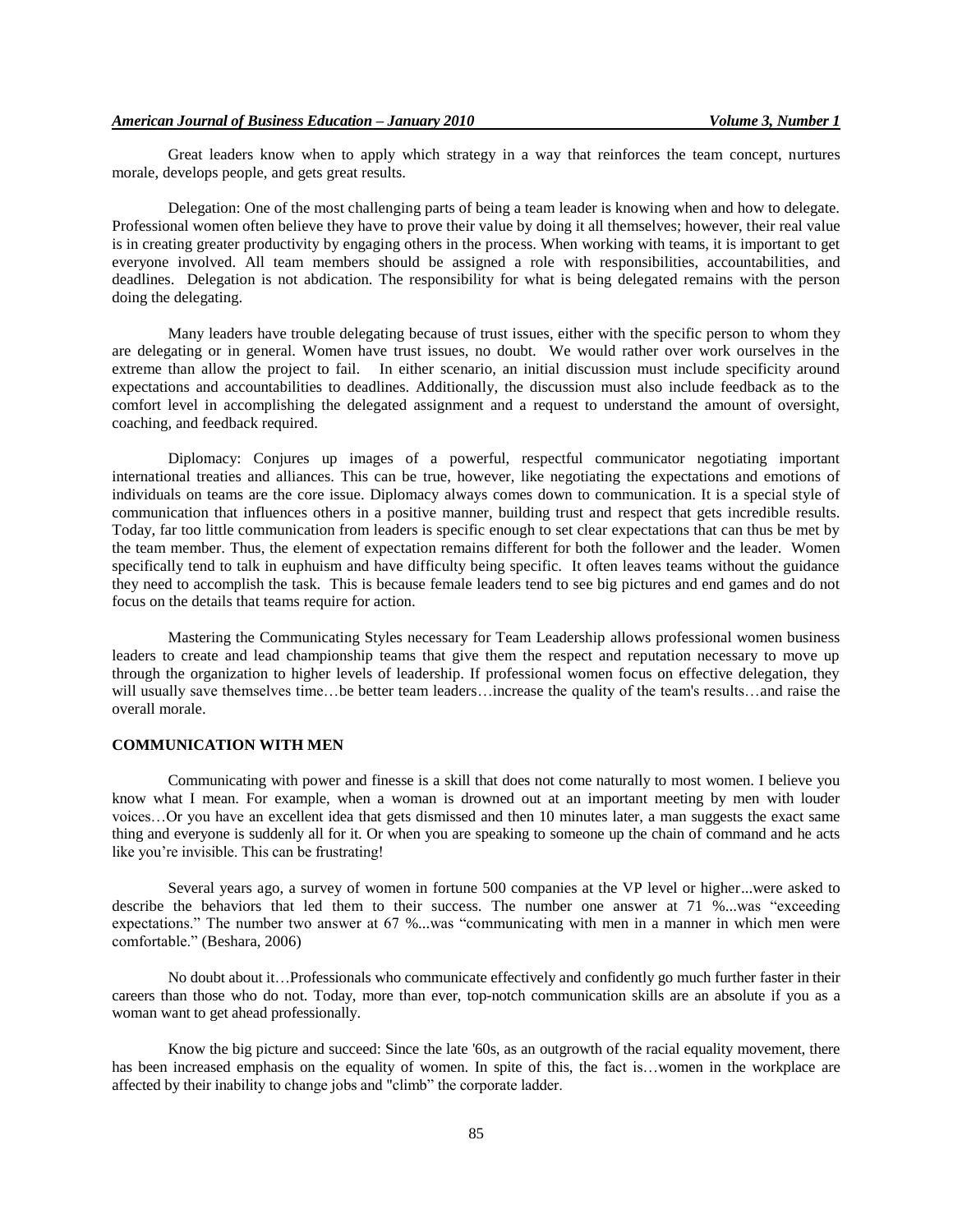Great leaders know when to apply which strategy in a way that reinforces the team concept, nurtures morale, develops people, and gets great results.

Delegation: One of the most challenging parts of being a team leader is knowing when and how to delegate. Professional women often believe they have to prove their value by doing it all themselves; however, their real value is in creating greater productivity by engaging others in the process. When working with teams, it is important to get everyone involved. All team members should be assigned a role with responsibilities, accountabilities, and deadlines. Delegation is not abdication. The responsibility for what is being delegated remains with the person doing the delegating.

Many leaders have trouble delegating because of trust issues, either with the specific person to whom they are delegating or in general. Women have trust issues, no doubt. We would rather over work ourselves in the extreme than allow the project to fail. In either scenario, an initial discussion must include specificity around expectations and accountabilities to deadlines. Additionally, the discussion must also include feedback as to the comfort level in accomplishing the delegated assignment and a request to understand the amount of oversight, coaching, and feedback required.

Diplomacy: Conjures up images of a powerful, respectful communicator negotiating important international treaties and alliances. This can be true, however, like negotiating the expectations and emotions of individuals on teams are the core issue. Diplomacy always comes down to communication. It is a special style of communication that influences others in a positive manner, building trust and respect that gets incredible results. Today, far too little communication from leaders is specific enough to set clear expectations that can thus be met by the team member. Thus, the element of expectation remains different for both the follower and the leader. Women specifically tend to talk in euphuism and have difficulty being specific. It often leaves teams without the guidance they need to accomplish the task. This is because female leaders tend to see big pictures and end games and do not focus on the details that teams require for action.

Mastering the Communicating Styles necessary for Team Leadership allows professional women business leaders to create and lead championship teams that give them the respect and reputation necessary to move up through the organization to higher levels of leadership. If professional women focus on effective delegation, they will usually save themselves time…be better team leaders…increase the quality of the team's results…and raise the overall morale.

## COMMUNICATION WITH MEN

Communicating with power and finesse is a skill that does not come naturally to most women. I believe you know what I mean. For example, when a woman is drowned out at an important meeting by men with louder voices…Or you have an excellent idea that gets dismissed and then 10 minutes later, a man suggests the exact same thing and everyone is suddenly all for it. Or when you are speaking to someone up the chain of command and he acts like you're invisible. This can be frustrating!

Several years ago, a survey of women in fortune 500 companies at the VP level or higher...were asked to describe the behaviors that led them to their success. The number one answer at 71 %...was "exceeding expectations." The number two answer at 67 %...was "communicating with men in a manner in which men were comfortable." (Beshara, 2006)

No doubt about it…Professionals who communicate effectively and confidently go much further faster in their careers than those who do not. Today, more than ever, top-notch communication skills are an absolute if you as a woman want to get ahead professionally.

Know the big picture and succeed: Since the late '60s, as an outgrowth of the racial equality movement, there has been increased emphasis on the equality of women. In spite of this, the fact is…women in the workplace are affected by their inability to change jobs and "climb" the corporate ladder.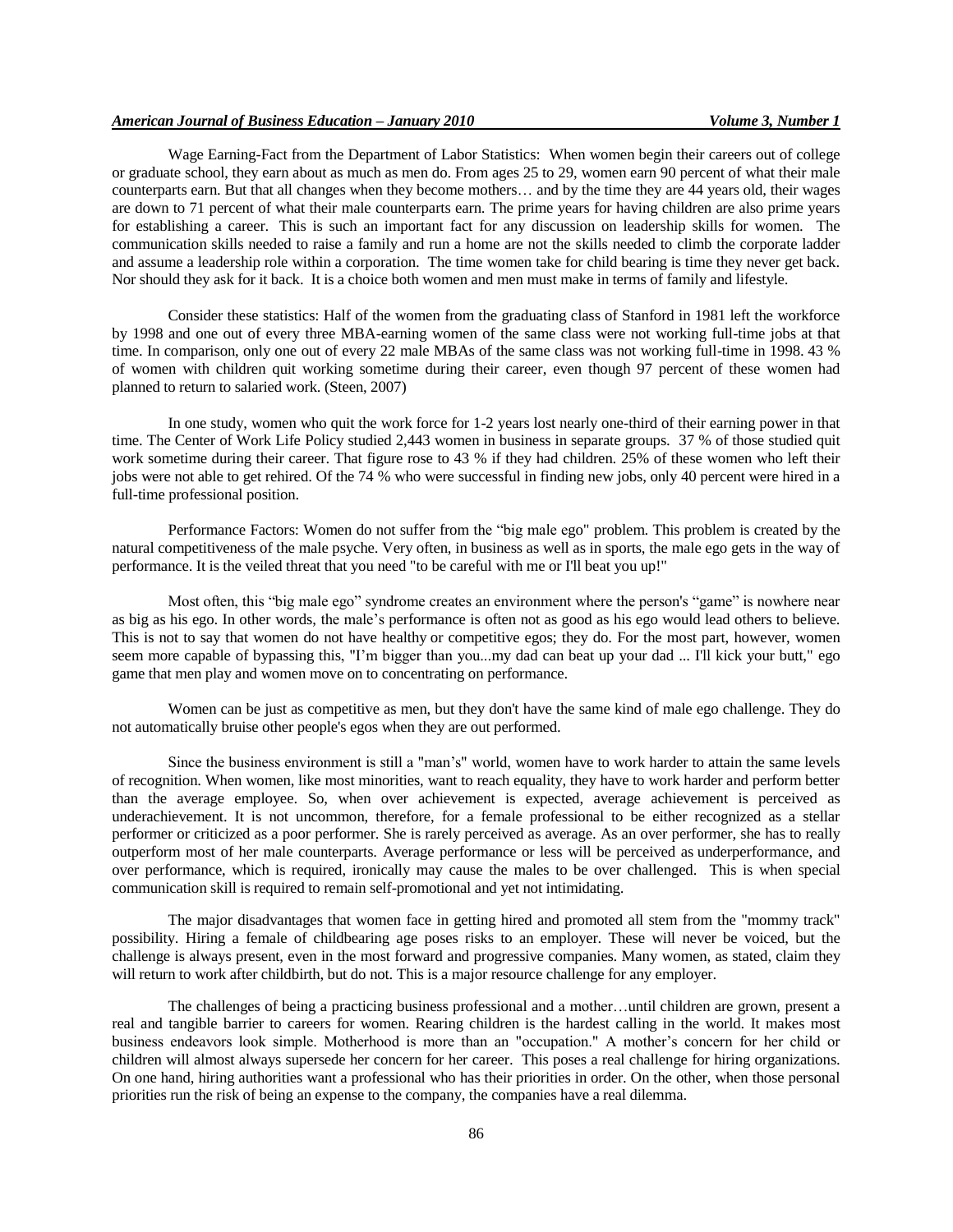Wage Earning-Fact from the Department of Labor Statistics: When women begin their careers out of college or graduate school, they earn about as much as men do. From ages 25 to 29, women earn 90 percent of what their male counterparts earn. But that all changes when they become mothers… and by the time they are 44 years old, their wages are down to 71 percent of what their male counterparts earn. The prime years for having children are also prime years for establishing a career. This is such an important fact for any discussion on leadership skills for women. The communication skills needed to raise a family and run a home are not the skills needed to climb the corporate ladder and assume a leadership role within a corporation. The time women take for child bearing is time they never get back. Nor should they ask for it back. It is a choice both women and men must make in terms of family and lifestyle.

Consider these statistics: Half of the women from the graduating class of Stanford in 1981 left the workforce by 1998 and one out of every three MBA-earning women of the same class were not working full-time jobs at that time. In comparison, only one out of every 22 male MBAs of the same class was not working full-time in 1998. 43 % of women with children quit working sometime during their career, even though 97 percent of these women had planned to return to salaried work. (Steen, 2007)

In one study, women who quit the work force for 1-2 years lost nearly one-third of their earning power in that time. The Center of Work Life Policy studied 2,443 women in business in separate groups. 37 % of those studied quit work sometime during their career. That figure rose to 43 % if they had children. 25% of these women who left their jobs were not able to get rehired. Of the 74 % who were successful in finding new jobs, only 40 percent were hired in a full-time professional position.

Performance Factors: Women do not suffer from the "big male ego" problem. This problem is created by the natural competitiveness of the male psyche. Very often, in business as well as in sports, the male ego gets in the way of performance. It is the veiled threat that you need "to be careful with me or I'll beat you up!"

Most often, this "big male ego" syndrome creates an environment where the person's "game" is nowhere near as big as his ego. In other words, the male's performance is often not as good as his ego would lead others to believe. This is not to say that women do not have healthy or competitive egos; they do. For the most part, however, women seem more capable of bypassing this, "I'm bigger than you...my dad can beat up your dad ... I'll kick your butt," ego game that men play and women move on to concentrating on performance.

Women can be just as competitive as men, but they don't have the same kind of male ego challenge. They do not automatically bruise other people's egos when they are out performed.

Since the business environment is still a "man's" world, women have to work harder to attain the same levels of recognition. When women, like most minorities, want to reach equality, they have to work harder and perform better than the average employee. So, when over achievement is expected, average achievement is perceived as underachievement. It is not uncommon, therefore, for a female professional to be either recognized as a stellar performer or criticized as a poor performer. She is rarely perceived as average. As an over performer, she has to really outperform most of her male counterparts. Average performance or less will be perceived as underperformance, and over performance, which is required, ironically may cause the males to be over challenged. This is when special communication skill is required to remain self-promotional and yet not intimidating.

The major disadvantages that women face in getting hired and promoted all stem from the "mommy track" possibility. Hiring a female of childbearing age poses risks to an employer. These will never be voiced, but the challenge is always present, even in the most forward and progressive companies. Many women, as stated, claim they will return to work after childbirth, but do not. This is a major resource challenge for any employer.

The challenges of being a practicing business professional and a mother…until children are grown, present a real and tangible barrier to careers for women. Rearing children is the hardest calling in the world. It makes most business endeavors look simple. Motherhood is more than an "occupation." A mother's concern for her child or children will almost always supersede her concern for her career. This poses a real challenge for hiring organizations. On one hand, hiring authorities want a professional who has their priorities in order. On the other, when those personal priorities run the risk of being an expense to the company, the companies have a real dilemma.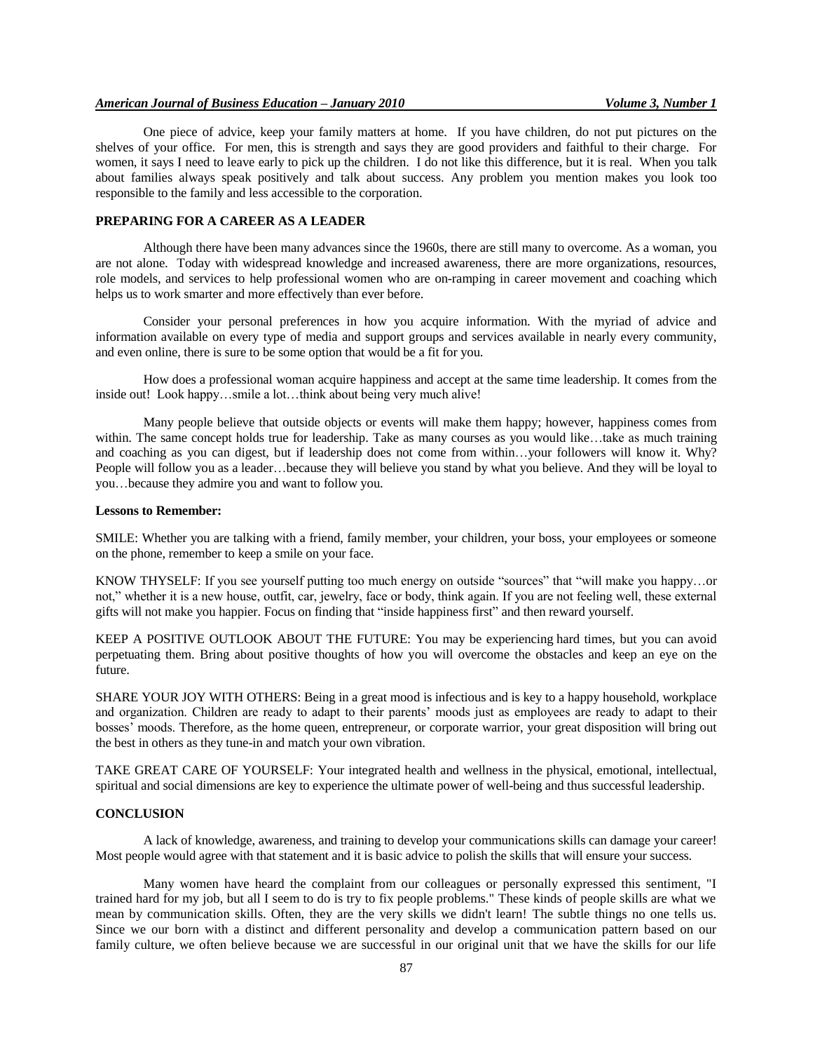One piece of advice, keep your family matters at home. If you have children, do not put pictures on the shelves of your office. For men, this is strength and says they are good providers and faithful to their charge. For women, it says I need to leave early to pick up the children. I do not like this difference, but it is real. When you talk about families always speak positively and talk about success. Any problem you mention makes you look too responsible to the family and less accessible to the corporation.

## PREPARING FOR A CAREER AS A LEADER

Although there have been many advances since the 1960s, there are still many to overcome. As a woman, you are not alone. Today with widespread knowledge and increased awareness, there are more organizations, resources, role models, and services to help professional women who are on-ramping in career movement and coaching which helps us to work smarter and more effectively than ever before.

Consider your personal preferences in how you acquire information. With the myriad of advice and information available on every type of media and support groups and services available in nearly every community, and even online, there is sure to be some option that would be a fit for you.

How does a professional woman acquire happiness and accept at the same time leadership. It comes from the inside out! Look happy…smile a lot…think about being very much alive!

Many people believe that outside objects or events will make them happy; however, happiness comes from within. The same concept holds true for leadership. Take as many courses as you would like…take as much training and coaching as you can digest, but if leadership does not come from within…your followers will know it. Why? People will follow you as a leader…because they will believe you stand by what you believe. And they will be loyal to you…because they admire you and want to follow you.

### Lessons to Remember:

SMILE: Whether you are talking with a friend, family member, your children, your boss, your employees or someone on the phone, remember to keep a smile on your face.

KNOW THYSELF: If you see yourself putting too much energy on outside "sources" that "will make you happy…or not," whether it is a new house, outfit, car, jewelry, face or body, think again. If you are not feeling well, these external gifts will not make you happier. Focus on finding that "inside happiness first" and then reward yourself.

KEEP A POSITIVE OUTLOOK ABOUT THE FUTURE: You may be experiencing hard times, but you can avoid perpetuating them. Bring about positive thoughts of how you will overcome the obstacles and keep an eye on the future.

SHARE YOUR JOY WITH OTHERS: Being in a great mood is infectious and is key to a happy household, workplace and organization. Children are ready to adapt to their parents' moods just as employees are ready to adapt to their bosses' moods. Therefore, as the home queen, entrepreneur, or corporate warrior, your great disposition will bring out the best in others as they tune-in and match your own vibration.

TAKE GREAT CARE OF YOURSELF: Your integrated health and wellness in the physical, emotional, intellectual, spiritual and social dimensions are key to experience the ultimate power of well-being and thus successful leadership.

## CONCLUSION

A lack of knowledge, awareness, and training to develop your communications skills can damage your career! Most people would agree with that statement and it is basic advice to polish the skills that will ensure your success.

Many women have heard the complaint from our colleagues or personally expressed this sentiment, "I trained hard for my job, but all I seem to do is try to fix people problems." These kinds of people skills are what we mean by communication skills. Often, they are the very skills we didn't learn! The subtle things no one tells us. Since we our born with a distinct and different personality and develop a communication pattern based on our family culture, we often believe because we are successful in our original unit that we have the skills for our life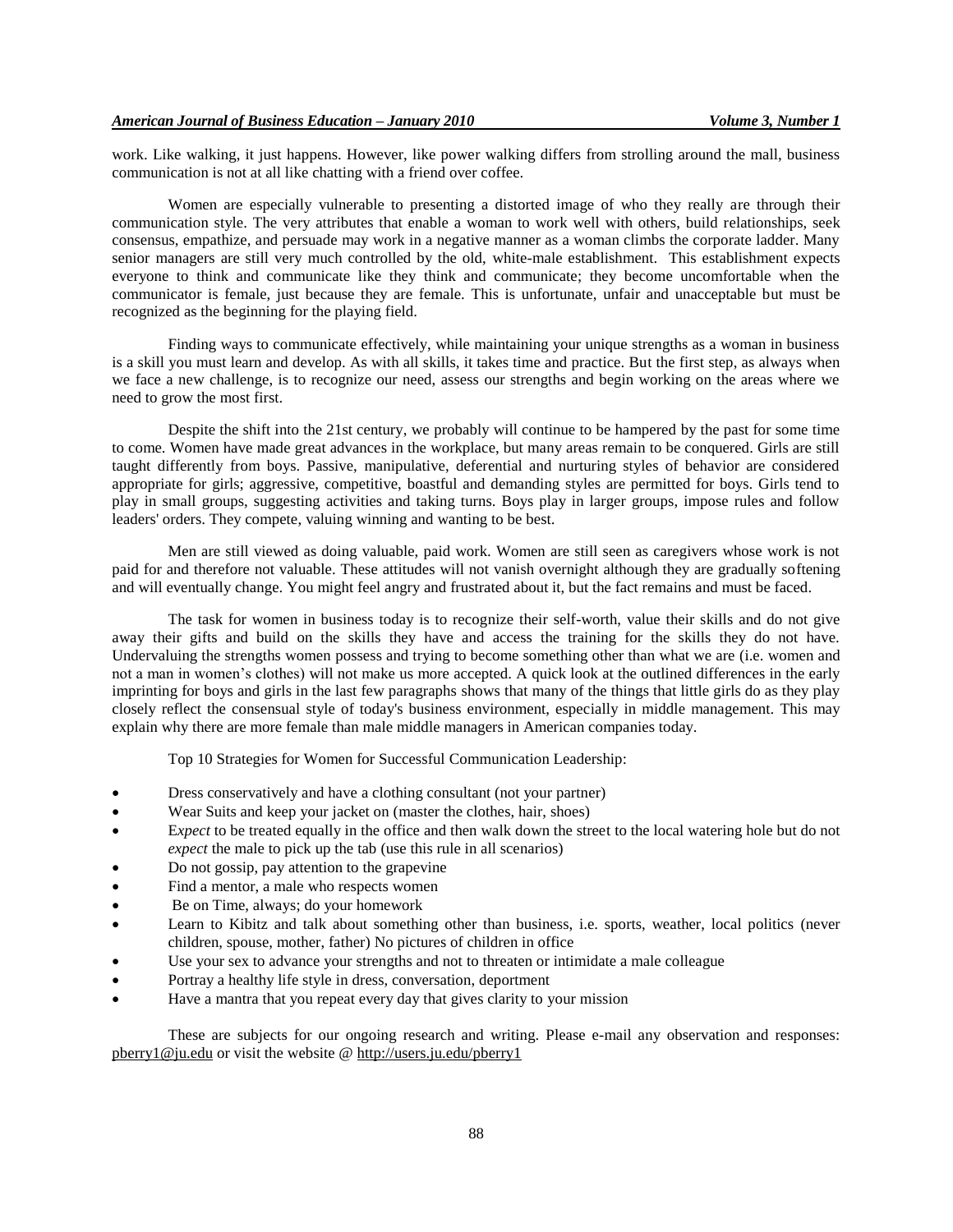work. Like walking, it just happens. However, like power walking differs from strolling around the mall, business communication is not at all like chatting with a friend over coffee.

Women are especially vulnerable to presenting a distorted image of who they really are through their communication style. The very attributes that enable a woman to work well with others, build relationships, seek consensus, empathize, and persuade may work in a negative manner as a woman climbs the corporate ladder. Many senior managers are still very much controlled by the old, white-male establishment. This establishment expects everyone to think and communicate like they think and communicate; they become uncomfortable when the communicator is female, just because they are female. This is unfortunate, unfair and unacceptable but must be recognized as the beginning for the playing field.

Finding ways to communicate effectively, while maintaining your unique strengths as a woman in business is a skill you must learn and develop. As with all skills, it takes time and practice. But the first step, as always when we face a new challenge, is to recognize our need, assess our strengths and begin working on the areas where we need to grow the most first.

Despite the shift into the 21st century, we probably will continue to be hampered by the past for some time to come. Women have made great advances in the workplace, but many areas remain to be conquered. Girls are still taught differently from boys. Passive, manipulative, deferential and nurturing styles of behavior are considered appropriate for girls; aggressive, competitive, boastful and demanding styles are permitted for boys. Girls tend to play in small groups, suggesting activities and taking turns. Boys play in larger groups, impose rules and follow leaders' orders. They compete, valuing winning and wanting to be best.

Men are still viewed as doing valuable, paid work. Women are still seen as caregivers whose work is not paid for and therefore not valuable. These attitudes will not vanish overnight although they are gradually softening and will eventually change. You might feel angry and frustrated about it, but the fact remains and must be faced.

The task for women in business today is to recognize their self-worth, value their skills and do not give away their gifts and build on the skills they have and access the training for the skills they do not have. Undervaluing the strengths women possess and trying to become something other than what we are (i.e. women and not a man in women's clothes) will not make us more accepted. A quick look at the outlined differences in the early imprinting for boys and girls in the last few paragraphs shows that many of the things that little girls do as they play closely reflect the consensual style of today's business environment, especially in middle management. This may explain why there are more female than male middle managers in American companies today.

Top 10 Strategies for Women for Successful Communication Leadership:

- Dress conservatively and have a clothing consultant (not your partner)
- Wear Suits and keep your jacket on (master the clothes, hair, shoes)
- E*xpect* to be treated equally in the office and then walk down the street to the local watering hole but do not *expect* the male to pick up the tab (use this rule in all scenarios)
- Do not gossip, pay attention to the grapevine
- Find a mentor, a male who respects women
- Be on Time, always; do your homework
- Learn to Kibitz and talk about something other than business, i.e. sports, weather, local politics (never children, spouse, mother, father) No pictures of children in office
- Use your sex to advance your strengths and not to threaten or intimidate a male colleague
- Portray a healthy life style in dress, conversation, deportment
- Have a mantra that you repeat every day that gives clarity to your mission

These are subjects for our ongoing research and writing. Please e-mail any observation and responses: pberry1@ju.edu or visit the website @ http://users.ju.edu/pberry1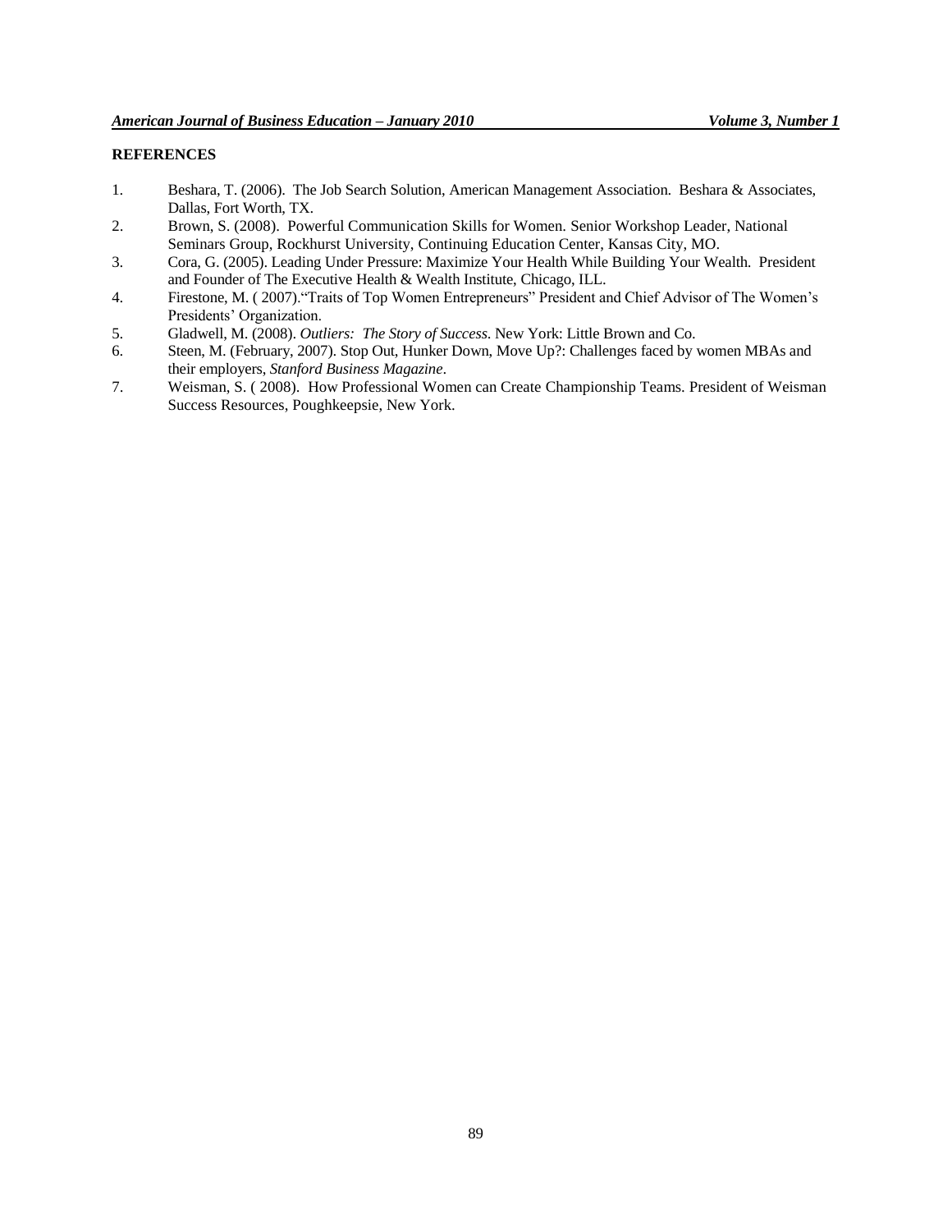**REFERENCES**

1. Beshara, T. (2006). The Job Search Solution, American Management Association. Beshara & Associates, Dallas, Fort Worth, TX.
2. Brown, S. (2008). Powerful Communication Skills for Women. Senior Workshop Leader, National Seminars Group, Rockhurst University, Continuing Education Center, Kansas City, MO.
3. Cora, G. (2005). Leading Under Pressure: Maximize Your Health While Building Your Wealth. President and Founder of The Executive Health & Wealth Institute, Chicago, ILL.
4. Firestone, M. ( 2007)."Traits of Top Women Entrepreneurs" President and Chief Advisor of The Women's Presidents' Organization.
5. Gladwell, M. (2008). *Outliers: The Story of Success*. New York: Little Brown and Co.
6. Steen, M. (February, 2007). Stop Out, Hunker Down, Move Up?: Challenges faced by women MBAs and their employers, *Stanford Business Magazine*.
7. Weisman, S. ( 2008). How Professional Women can Create Championship Teams. President of Weisman Success Resources, Poughkeepsie, New York.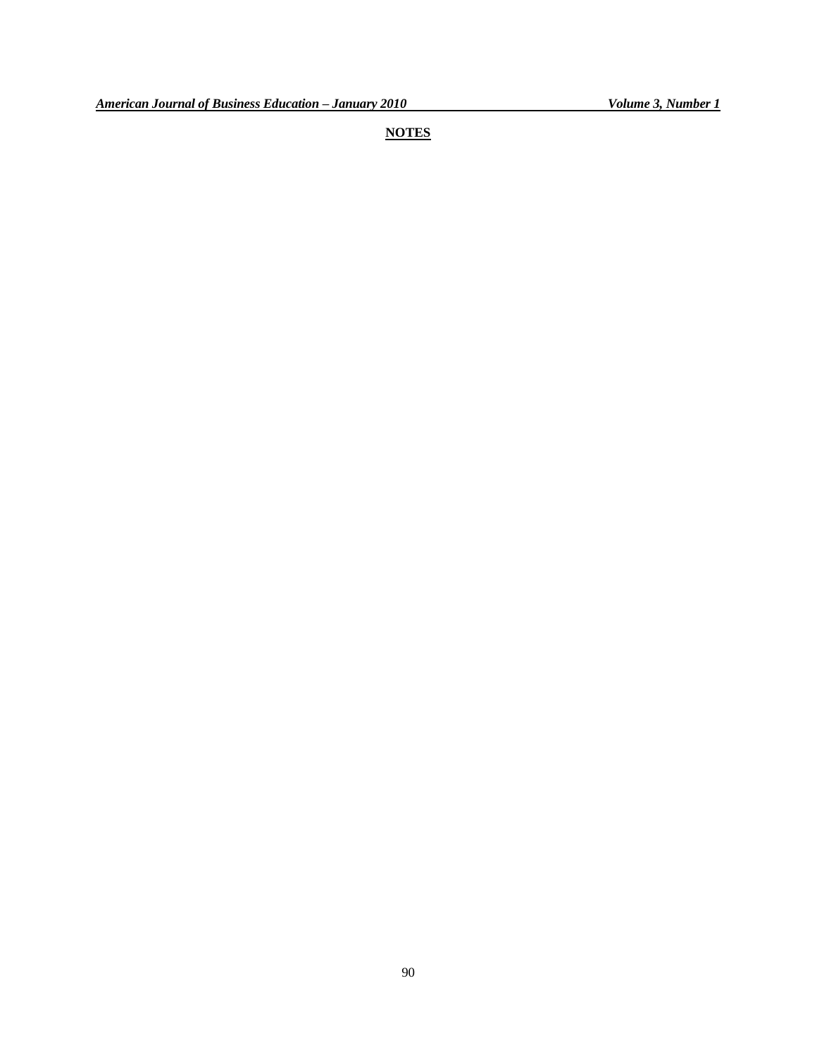**NOTES**